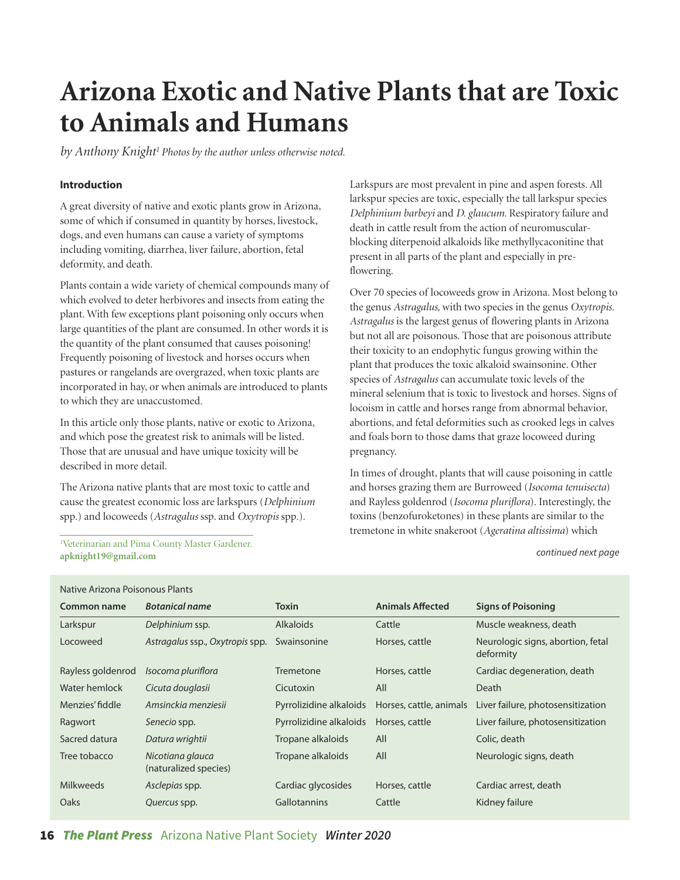# Arizona Exotic and Native Plants that are Toxic to Animals and Humans

*by Anthony Knight[1] Photos by the author unless otherwise noted.*

**Introduction**

A great diversity of native and exotic plants grow in Arizona, some of which if consumed in quantity by horses, livestock, dogs, and even humans can cause a variety of symptoms including vomiting, diarrhea, liver failure, abortion, fetal deformity, and death.

Plants contain a wide variety of chemical compounds many of which evolved to deter herbivores and insects from eating the plant. With few exceptions plant poisoning only occurs when large quantities of the plant are consumed. In other words it is the quantity of the plant consumed that causes poisoning! Frequently poisoning of livestock and horses occurs when pastures or rangelands are overgrazed, when toxic plants are incorporated in hay, or when animals are introduced to plants to which they are unaccustomed.

In this article only those plants, native or exotic to Arizona, and which pose the greatest risk to animals will be listed. Those that are unusual and have unique toxicity will be described in more detail.

The Arizona native plants that are most toxic to cattle and cause the greatest economic loss are larkspurs (*Delphinium* spp.) and locoweeds (*Astragalus* ssp. and *Oxytropis* spp.).

[1]Veterinarian and Pima County Master Gardener. **apknight19@gmail.com**

Larkspurs are most prevalent in pine and aspen forests. All larkspur species are toxic, especially the tall larkspur species *Delphinium barbeyi* and *D. glaucum.* Respiratory failure and death in cattle result from the action of neuromuscular-blocking diterpenoid alkaloids like methyllycaconitine that present in all parts of the plant and especially in pre-flowering.

Over 70 species of locoweeds grow in Arizona. Most belong to the genus *Astragalus*, with two species in the genus *Oxytropis. Astragalus* is the largest genus of flowering plants in Arizona but not all are poisonous. Those that are poisonous attribute their toxicity to an endophytic fungus growing within the plant that produces the toxic alkaloid swainsonine. Other species of *Astragalus* can accumulate toxic levels of the mineral selenium that is toxic to livestock and horses. Signs of locoism in cattle and horses range from abnormal behavior, abortions, and fetal deformities such as crooked legs in calves and foals born to those dams that graze locoweed during pregnancy.

In times of drought, plants that will cause poisoning in cattle and horses grazing them are Burroweed (*Isocoma tenuisecta*) and Rayless goldenrod (*Isocoma pluriflora*). Interestingly, the toxins (benzofuroketones) in these plants are similar to the tremetone in white snakeroot (*Ageratina altissima*) which

*continued next page*

Native Arizona Poisonous Plants

| Common name | *Botanical name* | Toxin | Animals Affected | Signs of Poisoning |
|---|---|---|---|---|
| Larkspur | *Delphinium* ssp. | Alkaloids | Cattle | Muscle weakness, death |
| Locoweed | *Astragalus* ssp., *Oxytropis* spp. | Swainsonine | Horses, cattle | Neurologic signs, abortion, fetal deformity |
| Rayless goldenrod | *Isocoma pluriflora* | Tremetone | Horses, cattle | Cardiac degeneration, death |
| Water hemlock | *Cicuta douglasii* | Cicutoxin | All | Death |
| Menzies' fiddle | *Amsinckia menziesii* | Pyrrolizidine alkaloids | Horses, cattle, animals | Liver failure, photosensitization |
| Ragwort | *Senecio* spp. | Pyrrolizidine alkaloids | Horses, cattle | Liver failure, photosensitization |
| Sacred datura | *Datura wrightii* | Tropane alkaloids | All | Colic, death |
| Tree tobacco | *Nicotiana glauca* (naturalized species) | Tropane alkaloids | All | Neurologic signs, death |
| Milkweeds | *Asclepias* spp. | Cardiac glycosides | Horses, cattle | Cardiac arrest, death |
| Oaks | *Quercus* spp. | Gallotannins | Cattle | Kidney failure |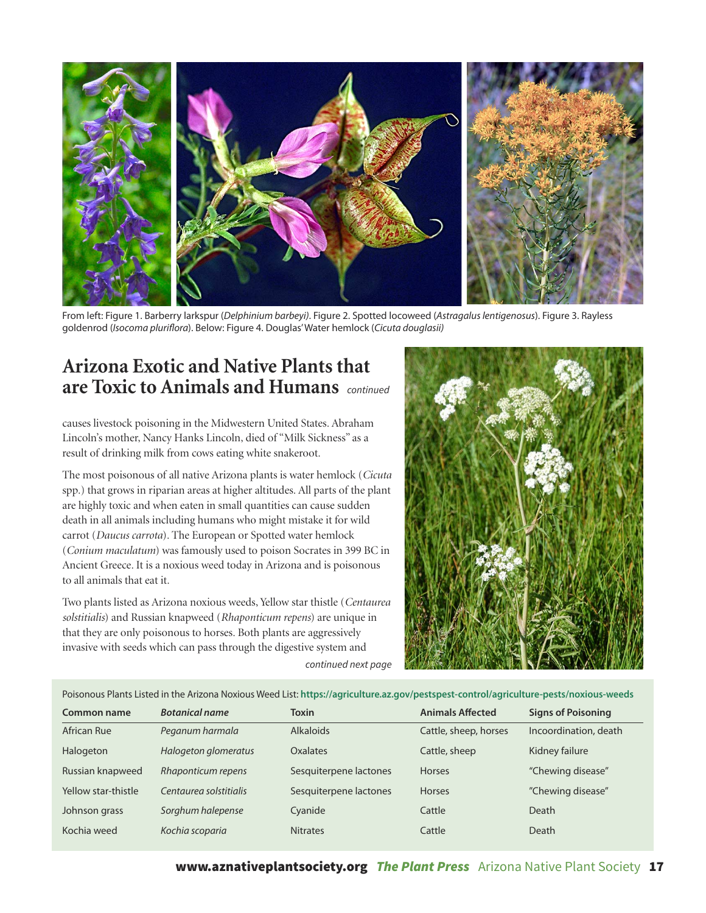From left: Figure 1. Barberry larkspur (*Delphinium barbeyi)*. Figure 2. Spotted locoweed (*Astragalus lentigenosus*). Figure 3. Rayless goldenrod (*Isocoma pluriflora*). Below: Figure 4. Douglas' Water hemlock (*Cicuta douglasii)*

## Arizona Exotic and Native Plants that are Toxic to Animals and Humans *continued*

causes livestock poisoning in the Midwestern United States. Abraham Lincoln's mother, Nancy Hanks Lincoln, died of "Milk Sickness" as a result of drinking milk from cows eating white snakeroot.

The most poisonous of all native Arizona plants is water hemlock (*Cicuta* spp.) that grows in riparian areas at higher altitudes. All parts of the plant are highly toxic and when eaten in small quantities can cause sudden death in all animals including humans who might mistake it for wild carrot (*Daucus carrota*). The European or Spotted water hemlock (*Conium maculatum*) was famously used to poison Socrates in 399 BC in Ancient Greece. It is a noxious weed today in Arizona and is poisonous to all animals that eat it.

Two plants listed as Arizona noxious weeds, Yellow star thistle (*Centaurea solstitialis*) and Russian knapweed (*Rhaponticum repens*) are unique in that they are only poisonous to horses. Both plants are aggressively invasive with seeds which can pass through the digestive system and

*continued next page*

Poisonous Plants Listed in the Arizona Noxious Weed List: **https://agriculture.az.gov/pestspest-control/agriculture-pests/noxious-weeds**

| Common name | *Botanical name* | Toxin | Animals Affected | Signs of Poisoning |
|---|---|---|---|---|
| African Rue | *Peganum harmala* | Alkaloids | Cattle, sheep, horses | Incoordination, death |
| Halogeton | *Halogeton glomeratus* | Oxalates | Cattle, sheep | Kidney failure |
| Russian knapweed | *Rhaponticum repens* | Sesquiterpene lactones | Horses | "Chewing disease" |
| Yellow star-thistle | *Centaurea solstitialis* | Sesquiterpene lactones | Horses | "Chewing disease" |
| Johnson grass | *Sorghum halepense* | Cyanide | Cattle | Death |
| Kochia weed | *Kochia scoparia* | Nitrates | Cattle | Death |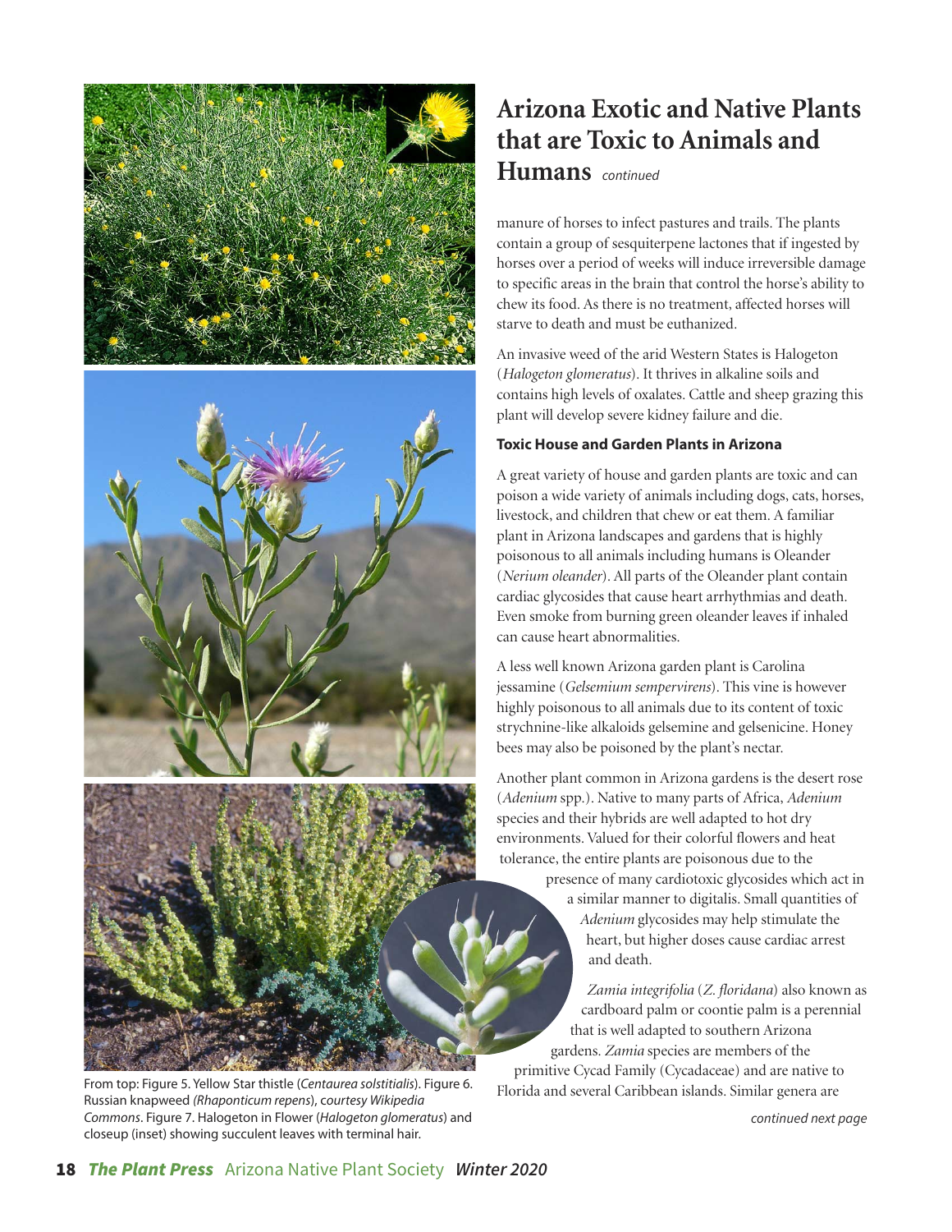# Arizona Exotic and Native Plants that are Toxic to Animals and Humans *continued*

manure of horses to infect pastures and trails. The plants contain a group of sesquiterpene lactones that if ingested by horses over a period of weeks will induce irreversible damage to specific areas in the brain that control the horse's ability to chew its food. As there is no treatment, affected horses will starve to death and must be euthanized.

An invasive weed of the arid Western States is Halogeton (*Halogeton glomeratus*). It thrives in alkaline soils and contains high levels of oxalates. Cattle and sheep grazing this plant will develop severe kidney failure and die.

**Toxic House and Garden Plants in Arizona**

A great variety of house and garden plants are toxic and can poison a wide variety of animals including dogs, cats, horses, livestock, and children that chew or eat them. A familiar plant in Arizona landscapes and gardens that is highly poisonous to all animals including humans is Oleander (*Nerium oleander*). All parts of the Oleander plant contain cardiac glycosides that cause heart arrhythmias and death. Even smoke from burning green oleander leaves if inhaled can cause heart abnormalities.

A less well known Arizona garden plant is Carolina jessamine (*Gelsemium sempervirens*). This vine is however highly poisonous to all animals due to its content of toxic strychnine-like alkaloids gelsemine and gelsenicine. Honey bees may also be poisoned by the plant's nectar.

Another plant common in Arizona gardens is the desert rose (*Adenium* spp.). Native to many parts of Africa, *Adenium* species and their hybrids are well adapted to hot dry environments. Valued for their colorful flowers and heat tolerance, the entire plants are poisonous due to the presence of many cardiotoxic glycosides which act in a similar manner to digitalis. Small quantities of *Adenium* glycosides may help stimulate the heart, but higher doses cause cardiac arrest and death.

*Zamia integrifolia* (*Z. floridana*) also known as cardboard palm or coontie palm is a perennial that is well adapted to southern Arizona gardens. *Zamia* species are members of the primitive Cycad Family (Cycadaceae) and are native to Florida and several Caribbean islands. Similar genera are

*continued next page*

From top: Figure 5. Yellow Star thistle (*Centaurea solstitialis*). Figure 6. Russian knapweed *(Rhaponticum repens*), *courtesy Wikipedia Commons*. Figure 7. Halogeton in Flower (*Halogeton glomeratus*) and closeup (inset) showing succulent leaves with terminal hair.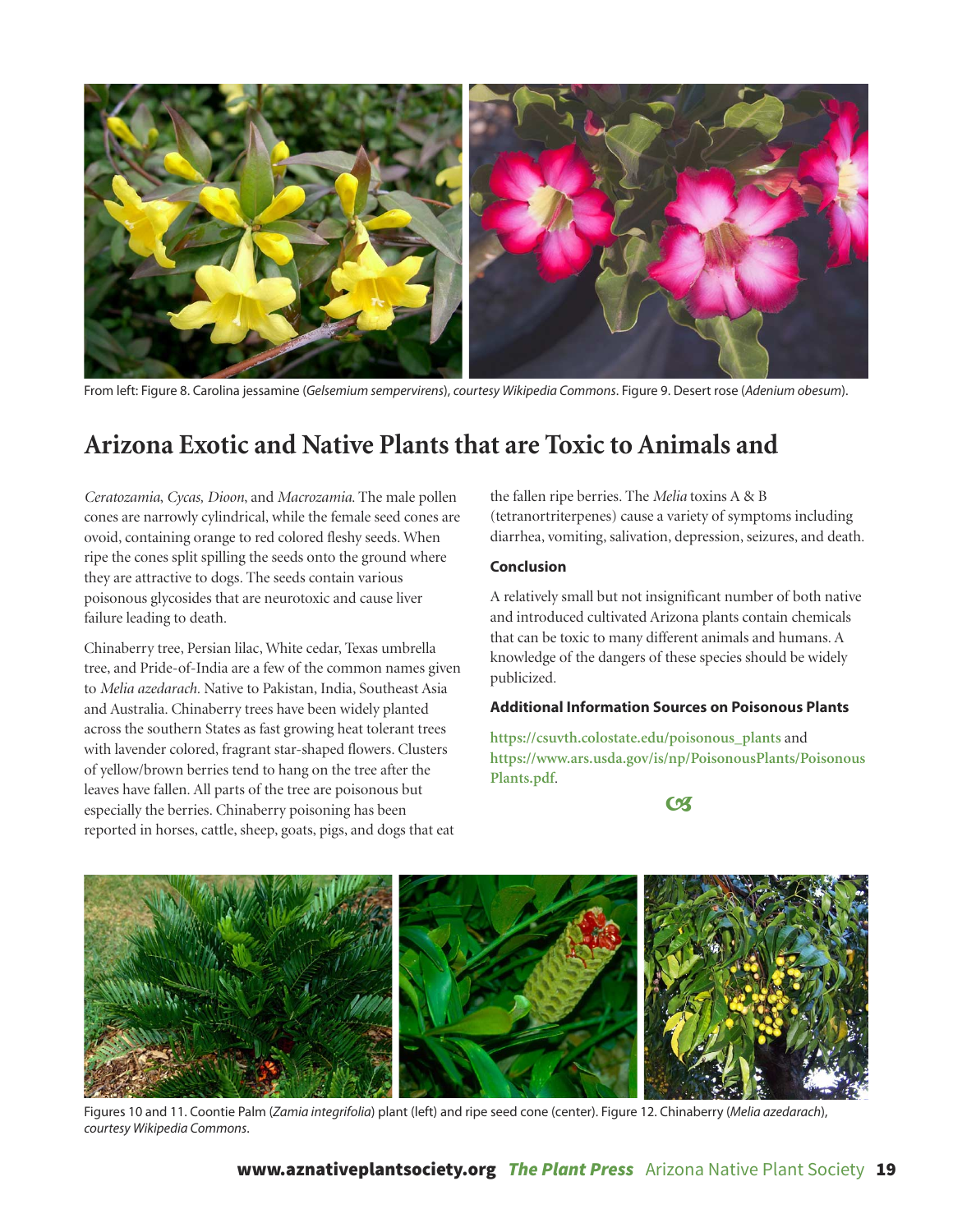From left: Figure 8. Carolina jessamine (*Gelsemium sempervirens*), *courtesy Wikipedia Commons*. Figure 9. Desert rose (*Adenium obesum*).

## Arizona Exotic and Native Plants that are Toxic to Animals and

*Ceratozamia*, *Cycas, Dioon*, and *Macrozamia*. The male pollen cones are narrowly cylindrical, while the female seed cones are ovoid, containing orange to red colored fleshy seeds. When ripe the cones split spilling the seeds onto the ground where they are attractive to dogs. The seeds contain various poisonous glycosides that are neurotoxic and cause liver failure leading to death.

Chinaberry tree, Persian lilac, White cedar, Texas umbrella tree, and Pride-of-India are a few of the common names given to *Melia azedarach*. Native to Pakistan, India, Southeast Asia and Australia. Chinaberry trees have been widely planted across the southern States as fast growing heat tolerant trees with lavender colored, fragrant star-shaped flowers. Clusters of yellow/brown berries tend to hang on the tree after the leaves have fallen. All parts of the tree are poisonous but especially the berries. Chinaberry poisoning has been reported in horses, cattle, sheep, goats, pigs, and dogs that eat the fallen ripe berries. The *Melia* toxins A & B (tetranortriterpenes) cause a variety of symptoms including diarrhea, vomiting, salivation, depression, seizures, and death.

### Conclusion

A relatively small but not insignificant number of both native and introduced cultivated Arizona plants contain chemicals that can be toxic to many different animals and humans. A knowledge of the dangers of these species should be widely publicized.

### Additional Information Sources on Poisonous Plants

https://csuvth.colostate.edu/poisonous_plants and https://www.ars.usda.gov/is/np/PoisonousPlants/PoisonousPlants.pdf.

Figures 10 and 11. Coontie Palm (*Zamia integrifolia*) plant (left) and ripe seed cone (center). Figure 12. Chinaberry (*Melia azedarach*), *courtesy Wikipedia Commons*.